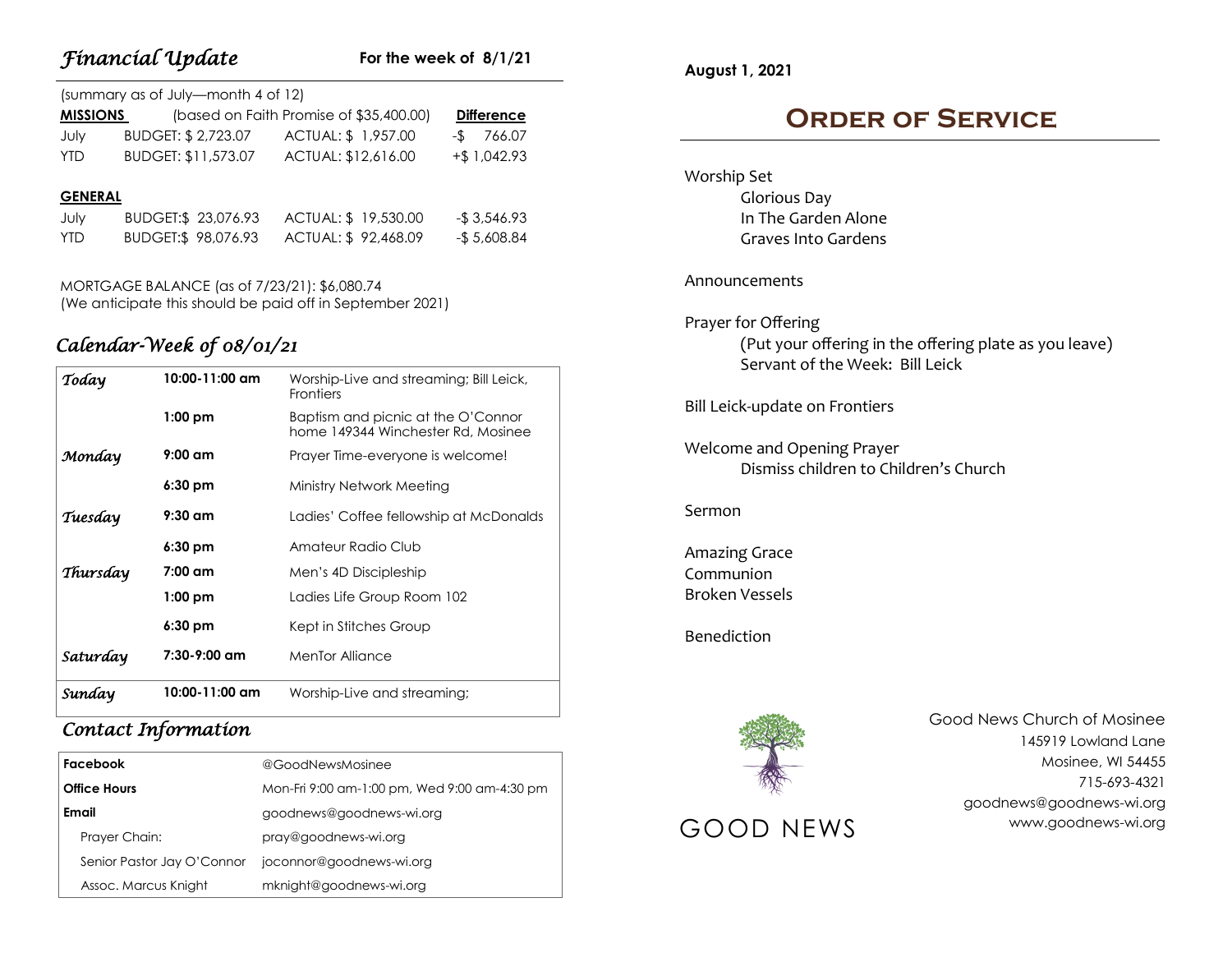## *Financial Update*

**For the week of 8/1/21**

(summary as of July—month 4 of 12)

| **MISSIONS** | (based on Faith Promise of $35,400.00) | | **Difference** |
|---|---|---|---|
| July | BUDGET: $ 2,723.07 | ACTUAL: $ 1,957.00 | -$ 766.07 |
| YTD | BUDGET: $11,573.07 | ACTUAL: $12,616.00 | +$ 1,042.93 |

| **GENERAL** | | | |
|---|---|---|---|
| July | BUDGET:$ 23,076.93 | ACTUAL: $ 19,530.00 | -$ 3,546.93 |
| YTD | BUDGET:$ 98,076.93 | ACTUAL: $ 92,468.09 | -$ 5,608.84 |

MORTGAGE BALANCE (as of 7/23/21): $6,080.74
(We anticipate this should be paid off in September 2021)

## *Calendar-Week of 08/01/21*

| | | |
|---|---|---|
| *Today* | **10:00-11:00 am** | Worship-Live and streaming; Bill Leick, Frontiers |
| | **1:00 pm** | Baptism and picnic at the O'Connor home 149344 Winchester Rd, Mosinee |
| *Monday* | **9:00 am** | Prayer Time-everyone is welcome! |
| | **6:30 pm** | Ministry Network Meeting |
| *Tuesday* | **9:30 am** | Ladies' Coffee fellowship at McDonalds |
| | **6:30 pm** | Amateur Radio Club |
| *Thursday* | **7:00 am** | Men's 4D Discipleship |
| | **1:00 pm** | Ladies Life Group Room 102 |
| | **6:30 pm** | Kept in Stitches Group |
| *Saturday* | **7:30-9:00 am** | MenTor Alliance |
| *Sunday* | **10:00-11:00 am** | Worship-Live and streaming; |

## *Contact Information*

| | |
|---|---|
| **Facebook** | @GoodNewsMosinee |
| **Office Hours** | Mon-Fri 9:00 am-1:00 pm, Wed 9:00 am-4:30 pm |
| **Email** | goodnews@goodnews-wi.org |
| Prayer Chain: | pray@goodnews-wi.org |
| Senior Pastor Jay O'Connor | joconnor@goodnews-wi.org |
| Assoc. Marcus Knight | mknight@goodnews-wi.org |

**August 1, 2021**

# Order of Service

Worship Set
- Glorious Day
- In The Garden Alone
- Graves Into Gardens

Announcements

Prayer for Offering
- (Put your offering in the offering plate as you leave)
- Servant of the Week: Bill Leick

Bill Leick-update on Frontiers

Welcome and Opening Prayer
- Dismiss children to Children's Church

Sermon

Amazing Grace
Communion
Broken Vessels

Benediction

GOOD NEWS

Good News Church of Mosinee
145919 Lowland Lane
Mosinee, WI 54455
715-693-4321
goodnews@goodnews-wi.org
www.goodnews-wi.org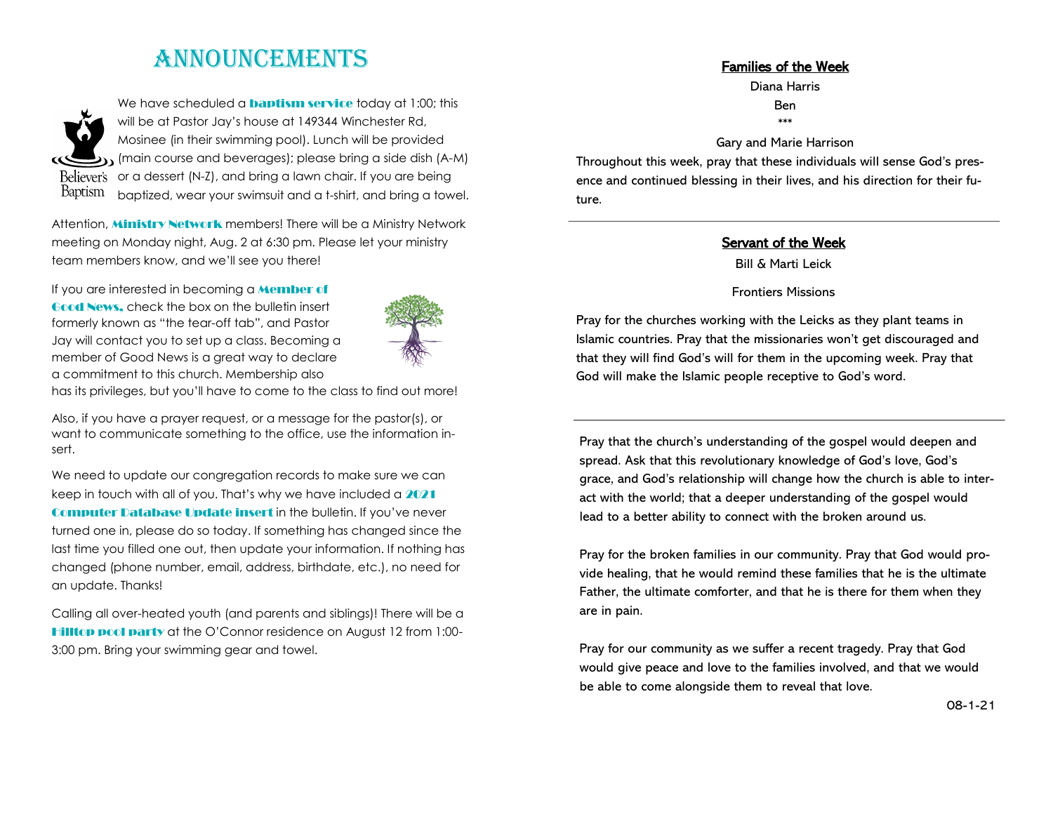# Announcements

Believer's Baptism

We have scheduled a **baptism service** today at 1:00; this will be at Pastor Jay's house at 149344 Winchester Rd, Mosinee (in their swimming pool). Lunch will be provided (main course and beverages); please bring a side dish (A-M) or a dessert (N-Z), and bring a lawn chair. If you are being baptized, wear your swimsuit and a t-shirt, and bring a towel.

Attention, **Ministry Network** members! There will be a Ministry Network meeting on Monday night, Aug. 2 at 6:30 pm. Please let your ministry team members know, and we'll see you there!

If you are interested in becoming a **Member of Good News**, check the box on the bulletin insert formerly known as "the tear-off tab", and Pastor Jay will contact you to set up a class. Becoming a member of Good News is a great way to declare a commitment to this church. Membership also has its privileges, but you'll have to come to the class to find out more!

Also, if you have a prayer request, or a message for the pastor(s), or want to communicate something to the office, use the information insert.

We need to update our congregation records to make sure we can keep in touch with all of you. That's why we have included a **2021 Computer Database Update insert** in the bulletin. If you've never turned one in, please do so today. If something has changed since the last time you filled one out, then update your information. If nothing has changed (phone number, email, address, birthdate, etc.), no need for an update. Thanks!

Calling all over-heated youth (and parents and siblings)! There will be a **Hilltop pool party** at the O'Connor residence on August 12 from 1:00-3:00 pm. Bring your swimming gear and towel.

## Families of the Week

Diana Harris

Ben

***

Gary and Marie Harrison

Throughout this week, pray that these individuals will sense God's presence and continued blessing in their lives, and his direction for their future.

---

## Servant of the Week

Bill & Marti Leick

Frontiers Missions

Pray for the churches working with the Leicks as they plant teams in Islamic countries. Pray that the missionaries won't get discouraged and that they will find God's will for them in the upcoming week. Pray that God will make the Islamic people receptive to God's word.

---

Pray that the church's understanding of the gospel would deepen and spread. Ask that this revolutionary knowledge of God's love, God's grace, and God's relationship will change how the church is able to interact with the world; that a deeper understanding of the gospel would lead to a better ability to connect with the broken around us.

Pray for the broken families in our community. Pray that God would provide healing, that he would remind these families that he is the ultimate Father, the ultimate comforter, and that he is there for them when they are in pain.

Pray for our community as we suffer a recent tragedy. Pray that God would give peace and love to the families involved, and that we would be able to come alongside them to reveal that love.

08-1-21